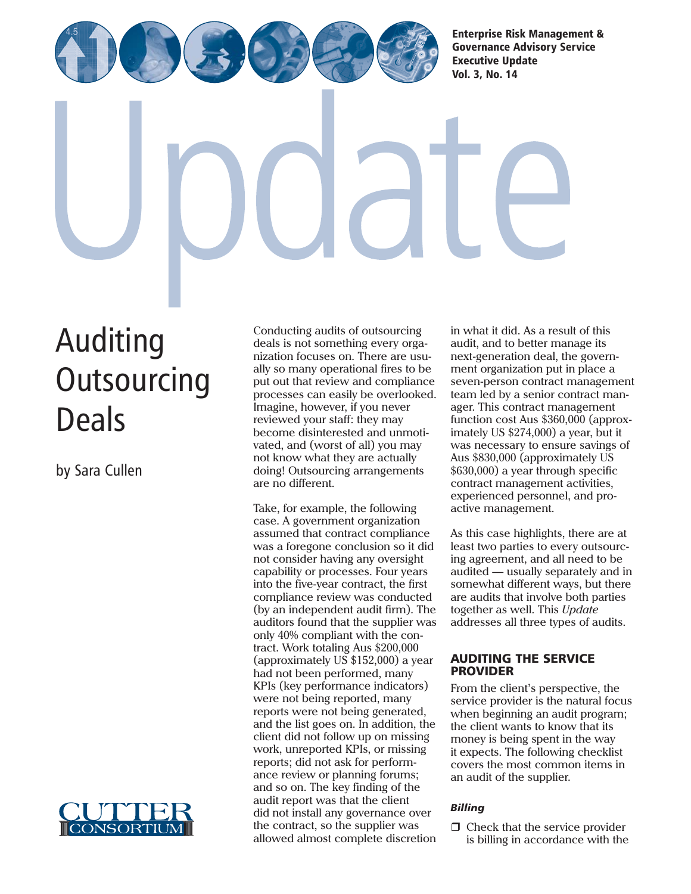Enterprise Risk Management & Governance Advisory Service Executive Update Vol. 3, No. 14

# Auditing Outsourcing Deals

by Sara Cullen

Conducting audits of outsourcing deals is not something every organization focuses on. There are usually so many operational fires to be put out that review and compliance processes can easily be overlooked. Imagine, however, if you never reviewed your staff: they may become disinterested and unmotivated, and (worst of all) you may not know what they are actually doing! Outsourcing arrangements are no different.

Take, for example, the following case. A government organization assumed that contract compliance was a foregone conclusion so it did not consider having any oversight capability or processes. Four years into the five-year contract, the first compliance review was conducted (by an independent audit firm). The auditors found that the supplier was only 40% compliant with the contract. Work totaling Aus $200,000 (approximately US $152,000) a year had not been performed, many KPIs (key performance indicators) were not being reported, many reports were not being generated, and the list goes on. In addition, the client did not follow up on missing work, unreported KPIs, or missing reports; did not ask for performance review or planning forums; and so on. The key finding of the audit report was that the client did not install any governance over the contract, so the supplier was allowed almost complete discretion in what it did. As a result of this audit, and to better manage its next-generation deal, the government organization put in place a seven-person contract management team led by a senior contract manager. This contract management function cost Aus $360,000 (approximately US $274,000) a year, but it was necessary to ensure savings of Aus $830,000 (approximately US $630,000) a year through specific contract management activities, experienced personnel, and proactive management.

As this case highlights, there are at least two parties to every outsourcing agreement, and all need to be audited — usually separately and in somewhat different ways, but there are audits that involve both parties together as well. This *Update* addresses all three types of audits.

## AUDITING THE SERVICE PROVIDER

From the client's perspective, the service provider is the natural focus when beginning an audit program; the client wants to know that its money is being spent in the way it expects. The following checklist covers the most common items in an audit of the supplier.

### *Billing*

- ❒ Check that the service provider is billing in accordance with the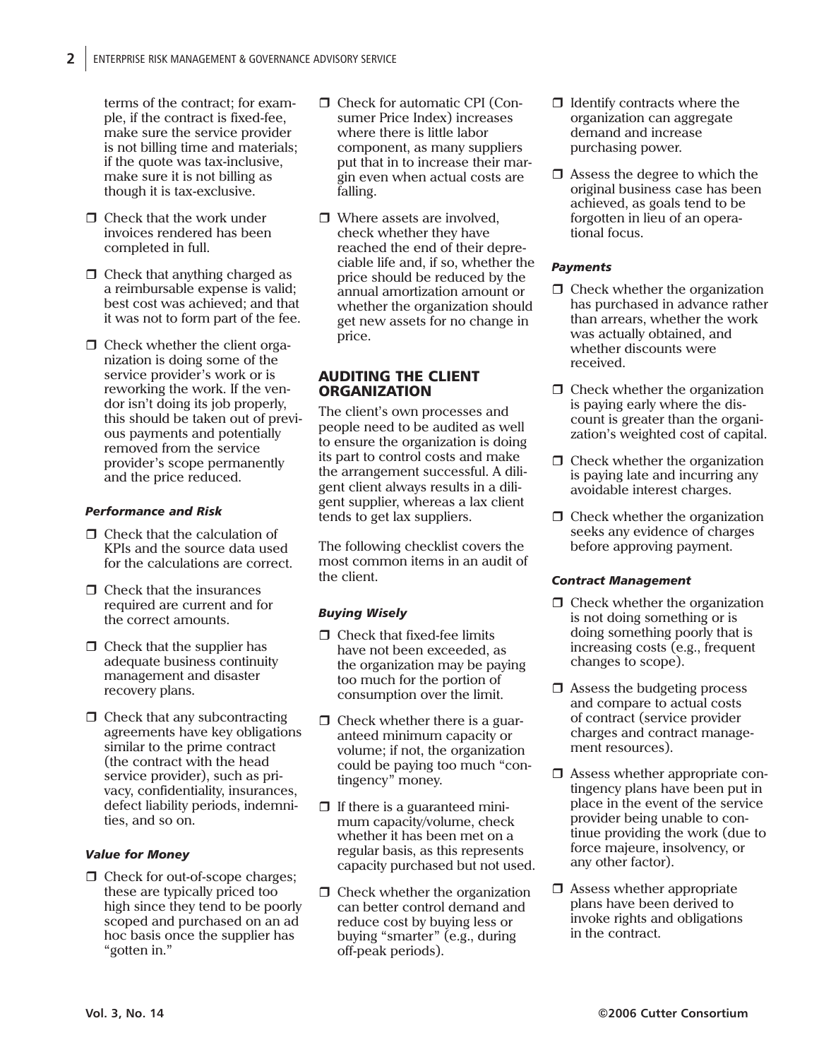terms of the contract; for example, if the contract is fixed-fee, make sure the service provider is not billing time and materials; if the quote was tax-inclusive, make sure it is not billing as though it is tax-exclusive.

- ❒ Check that the work under invoices rendered has been completed in full.
- ❒ Check that anything charged as a reimbursable expense is valid; best cost was achieved; and that it was not to form part of the fee.
- ❒ Check whether the client organization is doing some of the service provider's work or is reworking the work. If the vendor isn't doing its job properly, this should be taken out of previous payments and potentially removed from the service provider's scope permanently and the price reduced.

#### *Performance and Risk*

- ❒ Check that the calculation of KPIs and the source data used for the calculations are correct.
- ❒ Check that the insurances required are current and for the correct amounts.
- ❒ Check that the supplier has adequate business continuity management and disaster recovery plans.
- ❒ Check that any subcontracting agreements have key obligations similar to the prime contract (the contract with the head service provider), such as privacy, confidentiality, insurances, defect liability periods, indemnities, and so on.

#### *Value for Money*

- ❒ Check for out-of-scope charges; these are typically priced too high since they tend to be poorly scoped and purchased on an ad hoc basis once the supplier has "gotten in."
- ❒ Check for automatic CPI (Consumer Price Index) increases where there is little labor component, as many suppliers put that in to increase their margin even when actual costs are falling.
- ❒ Where assets are involved, check whether they have reached the end of their depreciable life and, if so, whether the price should be reduced by the annual amortization amount or whether the organization should get new assets for no change in price.

## AUDITING THE CLIENT ORGANIZATION

The client's own processes and people need to be audited as well to ensure the organization is doing its part to control costs and make the arrangement successful. A diligent client always results in a diligent supplier, whereas a lax client tends to get lax suppliers.

The following checklist covers the most common items in an audit of the client.

#### *Buying Wisely*

- ❒ Check that fixed-fee limits have not been exceeded, as the organization may be paying too much for the portion of consumption over the limit.
- ❒ Check whether there is a guaranteed minimum capacity or volume; if not, the organization could be paying too much "contingency" money.
- ❒ If there is a guaranteed minimum capacity/volume, check whether it has been met on a regular basis, as this represents capacity purchased but not used.
- ❒ Check whether the organization can better control demand and reduce cost by buying less or buying "smarter" (e.g., during off-peak periods).
- ❒ Identify contracts where the organization can aggregate demand and increase purchasing power.
- ❒ Assess the degree to which the original business case has been achieved, as goals tend to be forgotten in lieu of an operational focus.

#### *Payments*

- ❒ Check whether the organization has purchased in advance rather than arrears, whether the work was actually obtained, and whether discounts were received.
- ❒ Check whether the organization is paying early where the discount is greater than the organization's weighted cost of capital.
- ❒ Check whether the organization is paying late and incurring any avoidable interest charges.
- ❒ Check whether the organization seeks any evidence of charges before approving payment.

#### *Contract Management*

- ❒ Check whether the organization is not doing something or is doing something poorly that is increasing costs (e.g., frequent changes to scope).
- ❒ Assess the budgeting process and compare to actual costs of contract (service provider charges and contract management resources).
- ❒ Assess whether appropriate contingency plans have been put in place in the event of the service provider being unable to continue providing the work (due to force majeure, insolvency, or any other factor).
- ❒ Assess whether appropriate plans have been derived to invoke rights and obligations in the contract.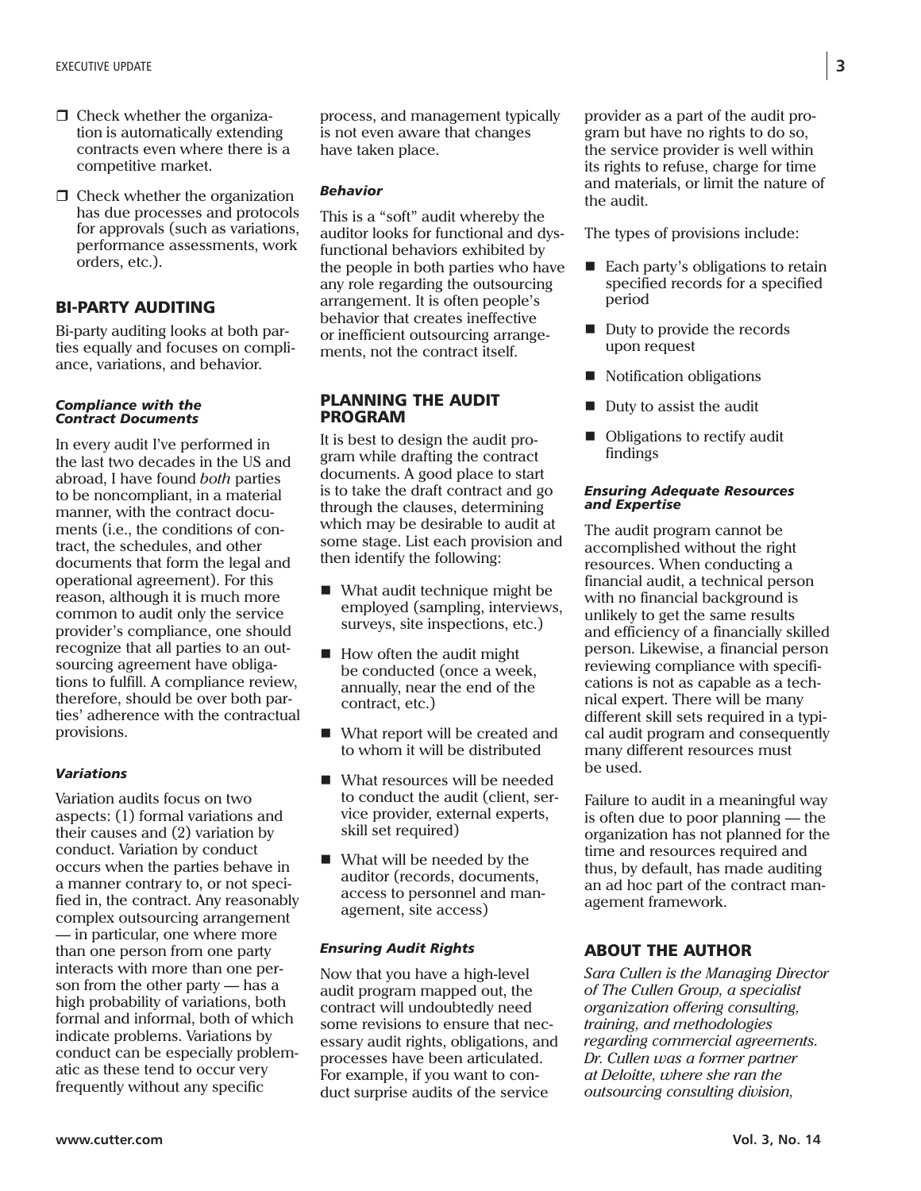- ❐ Check whether the organization is automatically extending contracts even where there is a competitive market.
- ❐ Check whether the organization has due processes and protocols for approvals (such as variations, performance assessments, work orders, etc.).

## BI-PARTY AUDITING

Bi-party auditing looks at both parties equally and focuses on compliance, variations, and behavior.

#### *Compliance with the Contract Documents*

In every audit I've performed in the last two decades in the US and abroad, I have found *both* parties to be noncompliant, in a material manner, with the contract documents (i.e., the conditions of contract, the schedules, and other documents that form the legal and operational agreement). For this reason, although it is much more common to audit only the service provider's compliance, one should recognize that all parties to an outsourcing agreement have obligations to fulfill. A compliance review, therefore, should be over both parties' adherence with the contractual provisions.

#### *Variations*

Variation audits focus on two aspects: (1) formal variations and their causes and (2) variation by conduct. Variation by conduct occurs when the parties behave in a manner contrary to, or not specified in, the contract. Any reasonably complex outsourcing arrangement — in particular, one where more than one person from one party interacts with more than one person from the other party — has a high probability of variations, both formal and informal, both of which indicate problems. Variations by conduct can be especially problematic as these tend to occur very frequently without any specific process, and management typically is not even aware that changes have taken place.

#### *Behavior*

This is a "soft" audit whereby the auditor looks for functional and dysfunctional behaviors exhibited by the people in both parties who have any role regarding the outsourcing arrangement. It is often people's behavior that creates ineffective or inefficient outsourcing arrangements, not the contract itself.

## PLANNING THE AUDIT PROGRAM

It is best to design the audit program while drafting the contract documents. A good place to start is to take the draft contract and go through the clauses, determining which may be desirable to audit at some stage. List each provision and then identify the following:

- What audit technique might be employed (sampling, interviews, surveys, site inspections, etc.)
- How often the audit might be conducted (once a week, annually, near the end of the contract, etc.)
- What report will be created and to whom it will be distributed
- What resources will be needed to conduct the audit (client, service provider, external experts, skill set required)
- What will be needed by the auditor (records, documents, access to personnel and management, site access)

#### *Ensuring Audit Rights*

Now that you have a high-level audit program mapped out, the contract will undoubtedly need some revisions to ensure that necessary audit rights, obligations, and processes have been articulated. For example, if you want to conduct surprise audits of the service provider as a part of the audit program but have no rights to do so, the service provider is well within its rights to refuse, charge for time and materials, or limit the nature of the audit.

The types of provisions include:

- Each party's obligations to retain specified records for a specified period
- Duty to provide the records upon request
- Notification obligations
- Duty to assist the audit
- Obligations to rectify audit findings

#### *Ensuring Adequate Resources and Expertise*

The audit program cannot be accomplished without the right resources. When conducting a financial audit, a technical person with no financial background is unlikely to get the same results and efficiency of a financially skilled person. Likewise, a financial person reviewing compliance with specifications is not as capable as a technical expert. There will be many different skill sets required in a typical audit program and consequently many different resources must be used.

Failure to audit in a meaningful way is often due to poor planning — the organization has not planned for the time and resources required and thus, by default, has made auditing an ad hoc part of the contract management framework.

## ABOUT THE AUTHOR

*Sara Cullen is the Managing Director of The Cullen Group, a specialist organization offering consulting, training, and methodologies regarding commercial agreements. Dr. Cullen was a former partner at Deloitte, where she ran the outsourcing consulting division,*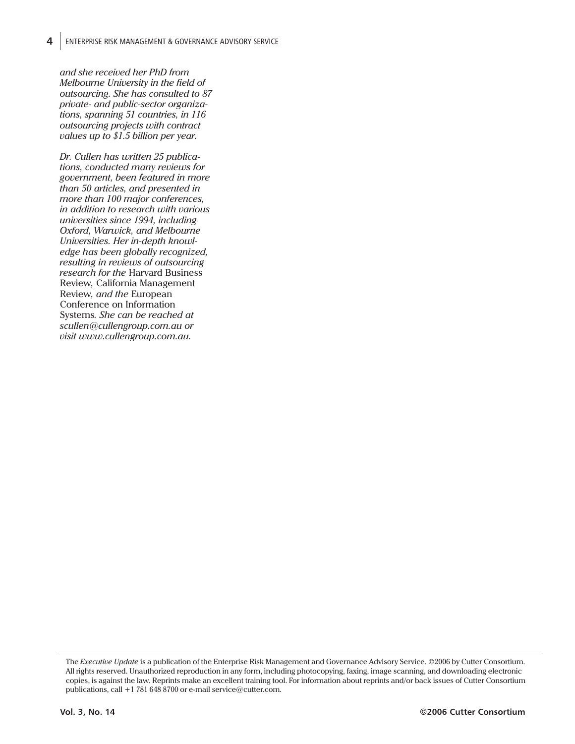*and she received her PhD from Melbourne University in the field of outsourcing. She has consulted to 87 private- and public-sector organizations, spanning 51 countries, in 116 outsourcing projects with contract values up to $1.5 billion per year.*

*Dr. Cullen has written 25 publications, conducted many reviews for government, been featured in more than 50 articles, and presented in more than 100 major conferences, in addition to research with various universities since 1994, including Oxford, Warwick, and Melbourne Universities. Her in-depth knowledge has been globally recognized, resulting in reviews of outsourcing research for the* Harvard Business Review, California Management Review, *and the* European Conference on Information Systems. *She can be reached at scullen@cullengroup.com.au or visit www.cullengroup.com.au.*

The *Executive Update* is a publication of the Enterprise Risk Management and Governance Advisory Service. ©2006 by Cutter Consortium. All rights reserved. Unauthorized reproduction in any form, including photocopying, faxing, image scanning, and downloading electronic copies, is against the law. Reprints make an excellent training tool. For information about reprints and/or back issues of Cutter Consortium publications, call +1 781 648 8700 or e-mail service@cutter.com.